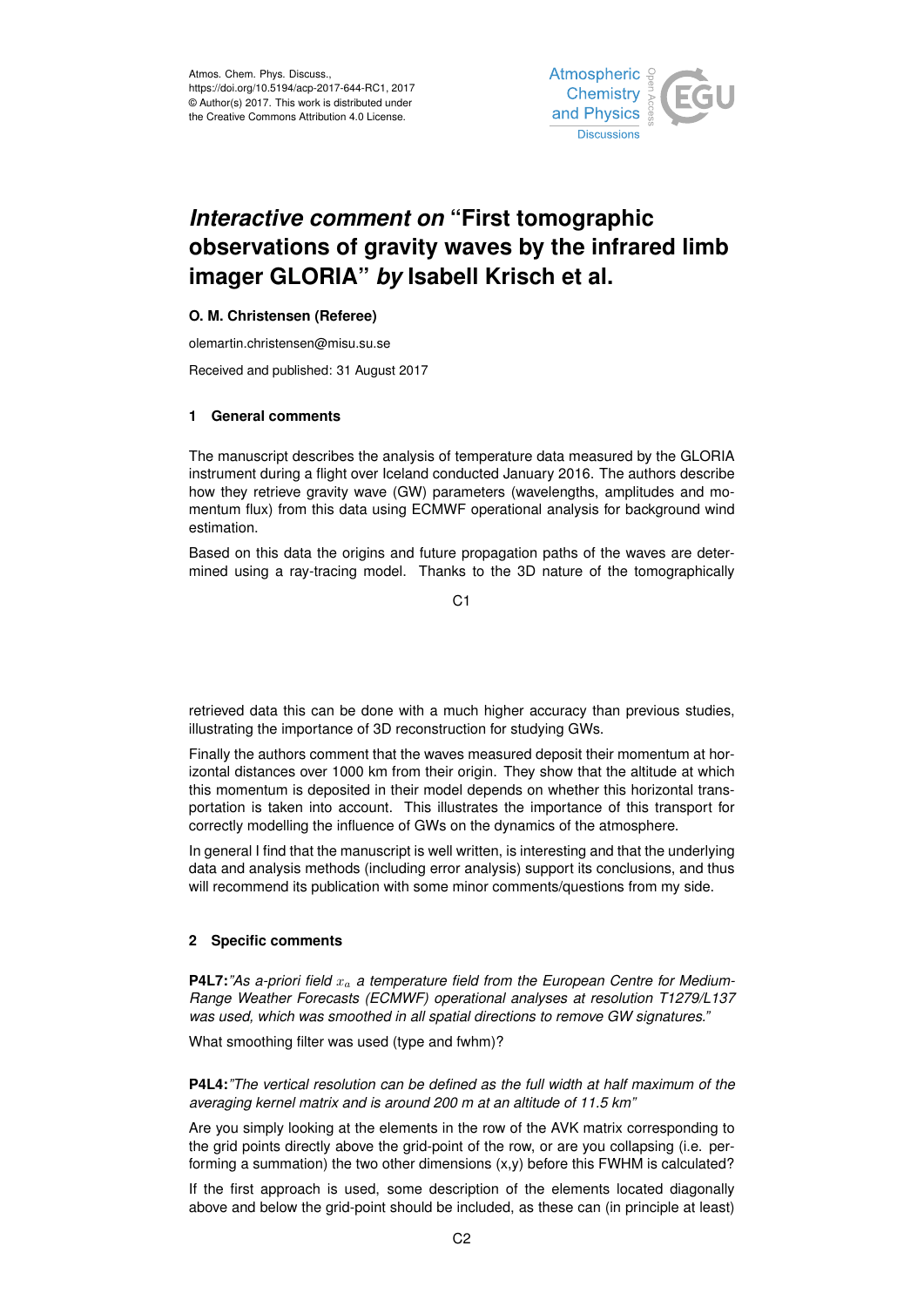# *Interactive comment on* "First tomographic observations of gravity waves by the infrared limb imager GLORIA" *by* Isabell Krisch et al.

**O. M. Christensen (Referee)**

olemartin.christensen@misu.su.se

Received and published: 31 August 2017

## 1 General comments

The manuscript describes the analysis of temperature data measured by the GLORIA instrument during a flight over Iceland conducted January 2016. The authors describe how they retrieve gravity wave (GW) parameters (wavelengths, amplitudes and momentum flux) from this data using ECMWF operational analysis for background wind estimation.

Based on this data the origins and future propagation paths of the waves are determined using a ray-tracing model. Thanks to the 3D nature of the tomographically retrieved data this can be done with a much higher accuracy than previous studies, illustrating the importance of 3D reconstruction for studying GWs.

Finally the authors comment that the waves measured deposit their momentum at horizontal distances over 1000 km from their origin. They show that the altitude at which this momentum is deposited in their model depends on whether this horizontal transportation is taken into account. This illustrates the importance of this transport for correctly modelling the influence of GWs on the dynamics of the atmosphere.

In general I find that the manuscript is well written, is interesting and that the underlying data and analysis methods (including error analysis) support its conclusions, and thus will recommend its publication with some minor comments/questions from my side.

## 2 Specific comments

**P4L7:***"As a-priori field $x_a$ a temperature field from the European Centre for Medium-Range Weather Forecasts (ECMWF) operational analyses at resolution T1279/L137 was used, which was smoothed in all spatial directions to remove GW signatures."*

What smoothing filter was used (type and fwhm)?

**P4L4:***"The vertical resolution can be defined as the full width at half maximum of the averaging kernel matrix and is around 200 m at an altitude of 11.5 km"*

Are you simply looking at the elements in the row of the AVK matrix corresponding to the grid points directly above the grid-point of the row, or are you collapsing (i.e. performing a summation) the two other dimensions (x,y) before this FWHM is calculated?

If the first approach is used, some description of the elements located diagonally above and below the grid-point should be included, as these can (in principle at least)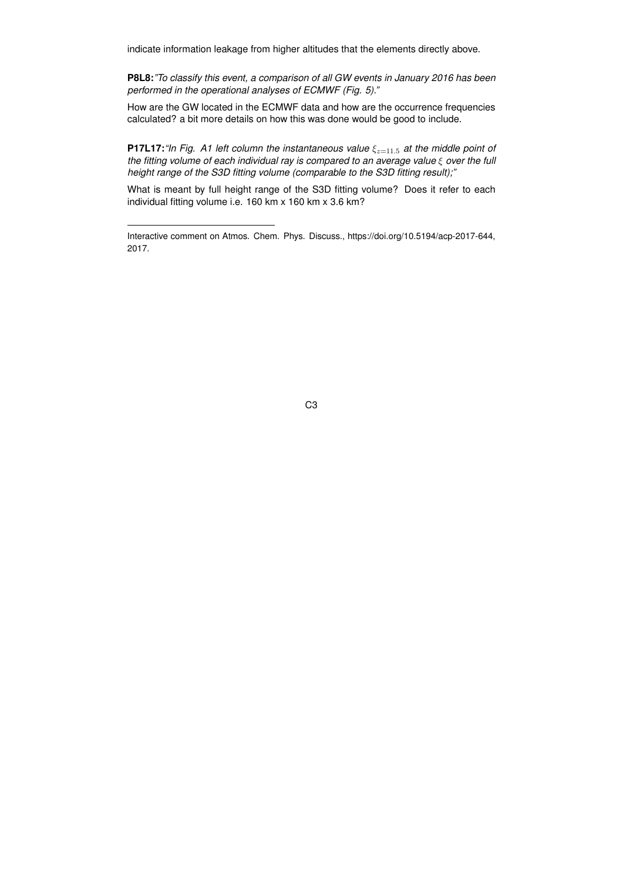indicate information leakage from higher altitudes that the elements directly above.

**P8L8:** *"To classify this event, a comparison of all GW events in January 2016 has been performed in the operational analyses of ECMWF (Fig. 5)."*

How are the GW located in the ECMWF data and how are the occurrence frequencies calculated? a bit more details on how this was done would be good to include.

**P17L17:** *"In Fig. A1 left column the instantaneous value $\xi_{z=11.5}$ at the middle point of the fitting volume of each individual ray is compared to an average value $\xi$ over the full height range of the S3D fitting volume (comparable to the S3D fitting result);"*

What is meant by full height range of the S3D fitting volume? Does it refer to each individual fitting volume i.e. 160 km x 160 km x 3.6 km?

---

Interactive comment on Atmos. Chem. Phys. Discuss., https://doi.org/10.5194/acp-2017-644, 2017.